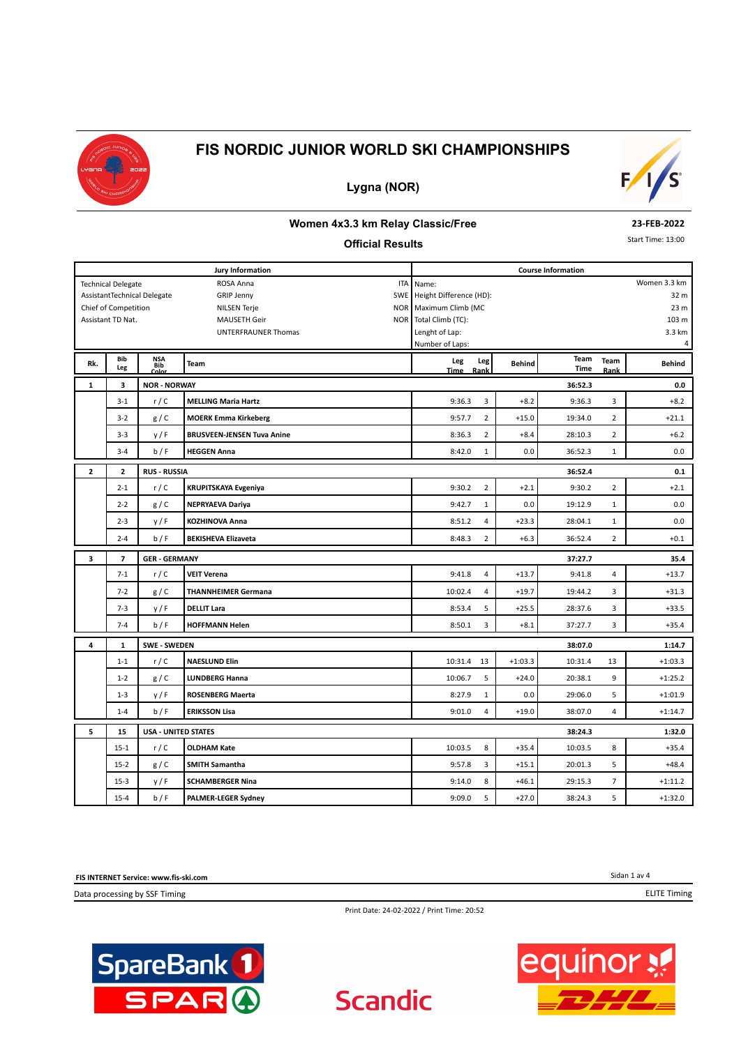# FIS NORDIC JUNIOR WORLD SKI CHAMPIONSHIPS

## Lygna (NOR)

### Women 4x3.3 km Relay Classic/Free

**23-FEB-2022**

### Official Results

Start Time: 13:00

| Jury Information | | | Course Information | |
|---|---|---|---|---|
| Technical Delegate | ROSA Anna | ITA | Name: | Women 3.3 km |
| AssistantTechnical Delegate | GRIP Jenny | SWE | Height Difference (HD): | 32 m |
| Chief of Competition | NILSEN Terje | NOR | Maximum Climb (MC | 23 m |
| Assistant TD Nat. | MAUSETH Geir | NOR | Total Climb (TC): | 103 m |
| | UNTERFRAUNER Thomas | | Lenght of Lap: | 3.3 km |
| | | | Number of Laps: | 4 |

| Rk. | Bib Leg | NSA Bib Color | Team | Leg Time | Leg Rank | Behind | Team Time | Team Rank | Behind |
|---|---|---|---|---|---|---|---|---|---|
| 1 | 3 | NOR - NORWAY | | | | | 36:52.3 | | 0.0 |
| | 3-1 | r / C | MELLING Maria Hartz | 9:36.3 | 3 | +8.2 | 9:36.3 | 3 | +8.2 |
| | 3-2 | g / C | MOERK Emma Kirkeberg | 9:57.7 | 2 | +15.0 | 19:34.0 | 2 | +21.1 |
| | 3-3 | y / F | BRUSVEEN-JENSEN Tuva Anine | 8:36.3 | 2 | +8.4 | 28:10.3 | 2 | +6.2 |
| | 3-4 | b / F | HEGGEN Anna | 8:42.0 | 1 | 0.0 | 36:52.3 | 1 | 0.0 |
| 2 | 2 | RUS - RUSSIA | | | | | 36:52.4 | | 0.1 |
| | 2-1 | r / C | KRUPITSKAYA Evgeniya | 9:30.2 | 2 | +2.1 | 9:30.2 | 2 | +2.1 |
| | 2-2 | g / C | NEPRYAEVA Dariya | 9:42.7 | 1 | 0.0 | 19:12.9 | 1 | 0.0 |
| | 2-3 | y / F | KOZHINOVA Anna | 8:51.2 | 4 | +23.3 | 28:04.1 | 1 | 0.0 |
| | 2-4 | b / F | BEKISHEVA Elizaveta | 8:48.3 | 2 | +6.3 | 36:52.4 | 2 | +0.1 |
| 3 | 7 | GER - GERMANY | | | | | 37:27.7 | | 35.4 |
| | 7-1 | r / C | VEIT Verena | 9:41.8 | 4 | +13.7 | 9:41.8 | 4 | +13.7 |
| | 7-2 | g / C | THANNHEIMER Germana | 10:02.4 | 4 | +19.7 | 19:44.2 | 3 | +31.3 |
| | 7-3 | y / F | DELLIT Lara | 8:53.4 | 5 | +25.5 | 28:37.6 | 3 | +33.5 |
| | 7-4 | b / F | HOFFMANN Helen | 8:50.1 | 3 | +8.1 | 37:27.7 | 3 | +35.4 |
| 4 | 1 | SWE - SWEDEN | | | | | 38:07.0 | | 1:14.7 |
| | 1-1 | r / C | NAESLUND Elin | 10:31.4 | 13 | +1:03.3 | 10:31.4 | 13 | +1:03.3 |
| | 1-2 | g / C | LUNDBERG Hanna | 10:06.7 | 5 | +24.0 | 20:38.1 | 9 | +1:25.2 |
| | 1-3 | y / F | ROSENBERG Maerta | 8:27.9 | 1 | 0.0 | 29:06.0 | 5 | +1:01.9 |
| | 1-4 | b / F | ERIKSSON Lisa | 9:01.0 | 4 | +19.0 | 38:07.0 | 4 | +1:14.7 |
| 5 | 15 | USA - UNITED STATES | | | | | 38:24.3 | | 1:32.0 |
| | 15-1 | r / C | OLDHAM Kate | 10:03.5 | 8 | +35.4 | 10:03.5 | 8 | +35.4 |
| | 15-2 | g / C | SMITH Samantha | 9:57.8 | 3 | +15.1 | 20:01.3 | 5 | +48.4 |
| | 15-3 | y / F | SCHAMBERGER Nina | 9:14.0 | 8 | +46.1 | 29:15.3 | 7 | +1:11.2 |
| | 15-4 | b / F | PALMER-LEGER Sydney | 9:09.0 | 5 | +27.0 | 38:24.3 | 5 | +1:32.0 |

FIS INTERNET Service: www.fis-ski.com

Data processing by SSF Timing

ELITE Timing

Print Date: 24-02-2022 / Print Time: 20:52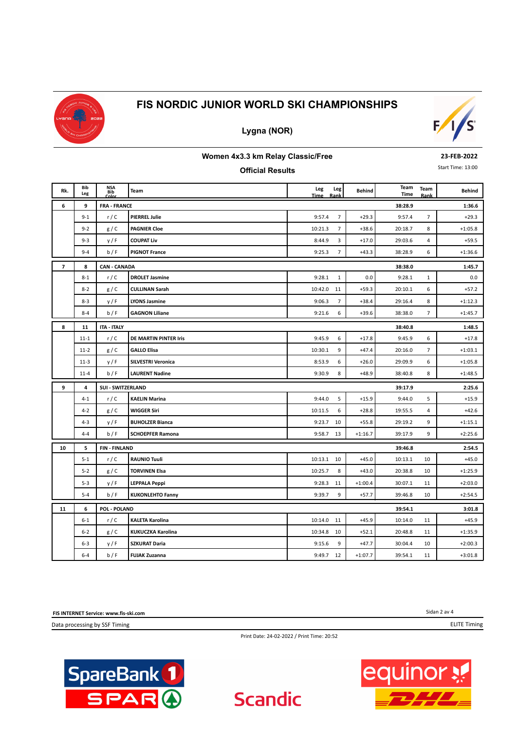# FIS NORDIC JUNIOR WORLD SKI CHAMPIONSHIPS

## Lygna (NOR)

### Women 4x3.3 km Relay Classic/Free

**23-FEB-2022**

### Official Results

Start Time: 13:00

| Rk. | Bib Leg | NSA Bib Color | Team | Leg Time | Leg Rank | Behind | Team Time | Team Rank | Behind |
|---|---|---|---|---|---|---|---|---|---|
| **6** | **9** | **FRA - FRANCE** | | | | | **38:28.9** | | **1:36.6** |
| | 9-1 | r / C | **PIERREL Julie** | 9:57.4 | 7 | +29.3 | 9:57.4 | 7 | +29.3 |
| | 9-2 | g / C | **PAGNIER Cloe** | 10:21.3 | 7 | +38.6 | 20:18.7 | 8 | +1:05.8 |
| | 9-3 | y / F | **COUPAT Liv** | 8:44.9 | 3 | +17.0 | 29:03.6 | 4 | +59.5 |
| | 9-4 | b / F | **PIGNOT France** | 9:25.3 | 7 | +43.3 | 38:28.9 | 6 | +1:36.6 |
| **7** | **8** | **CAN - CANADA** | | | | | **38:38.0** | | **1:45.7** |
| | 8-1 | r / C | **DROLET Jasmine** | 9:28.1 | 1 | 0.0 | 9:28.1 | 1 | 0.0 |
| | 8-2 | g / C | **CULLINAN Sarah** | 10:42.0 | 11 | +59.3 | 20:10.1 | 6 | +57.2 |
| | 8-3 | y / F | **LYONS Jasmine** | 9:06.3 | 7 | +38.4 | 29:16.4 | 8 | +1:12.3 |
| | 8-4 | b / F | **GAGNON Liliane** | 9:21.6 | 6 | +39.6 | 38:38.0 | 7 | +1:45.7 |
| **8** | **11** | **ITA - ITALY** | | | | | **38:40.8** | | **1:48.5** |
| | 11-1 | r / C | **DE MARTIN PINTER Iris** | 9:45.9 | 6 | +17.8 | 9:45.9 | 6 | +17.8 |
| | 11-2 | g / C | **GALLO Elisa** | 10:30.1 | 9 | +47.4 | 20:16.0 | 7 | +1:03.1 |
| | 11-3 | y / F | **SILVESTRI Veronica** | 8:53.9 | 6 | +26.0 | 29:09.9 | 6 | +1:05.8 |
| | 11-4 | b / F | **LAURENT Nadine** | 9:30.9 | 8 | +48.9 | 38:40.8 | 8 | +1:48.5 |
| **9** | **4** | **SUI - SWITZERLAND** | | | | | **39:17.9** | | **2:25.6** |
| | 4-1 | r / C | **KAELIN Marina** | 9:44.0 | 5 | +15.9 | 9:44.0 | 5 | +15.9 |
| | 4-2 | g / C | **WIGGER Siri** | 10:11.5 | 6 | +28.8 | 19:55.5 | 4 | +42.6 |
| | 4-3 | y / F | **BUHOLZER Bianca** | 9:23.7 | 10 | +55.8 | 29:19.2 | 9 | +1:15.1 |
| | 4-4 | b / F | **SCHOEPFER Ramona** | 9:58.7 | 13 | +1:16.7 | 39:17.9 | 9 | +2:25.6 |
| **10** | **5** | **FIN - FINLAND** | | | | | **39:46.8** | | **2:54.5** |
| | 5-1 | r / C | **RAUNIO Tuuli** | 10:13.1 | 10 | +45.0 | 10:13.1 | 10 | +45.0 |
| | 5-2 | g / C | **TORVINEN Elsa** | 10:25.7 | 8 | +43.0 | 20:38.8 | 10 | +1:25.9 |
| | 5-3 | y / F | **LEPPALA Peppi** | 9:28.3 | 11 | +1:00.4 | 30:07.1 | 11 | +2:03.0 |
| | 5-4 | b / F | **KUKONLEHTO Fanny** | 9:39.7 | 9 | +57.7 | 39:46.8 | 10 | +2:54.5 |
| **11** | **6** | **POL - POLAND** | | | | | **39:54.1** | | **3:01.8** |
| | 6-1 | r / C | **KALETA Karolina** | 10:14.0 | 11 | +45.9 | 10:14.0 | 11 | +45.9 |
| | 6-2 | g / C | **KUKUCZKA Karolina** | 10:34.8 | 10 | +52.1 | 20:48.8 | 11 | +1:35.9 |
| | 6-3 | y / F | **SZKURAT Daria** | 9:15.6 | 9 | +47.7 | 30:04.4 | 10 | +2:00.3 |
| | 6-4 | b / F | **FUJAK Zuzanna** | 9:49.7 | 12 | +1:07.7 | 39:54.1 | 11 | +3:01.8 |

**FIS INTERNET Service: www.fis-ski.com**

Data processing by SSF Timing

ELITE Timing

Print Date: 24-02-2022 / Print Time: 20:52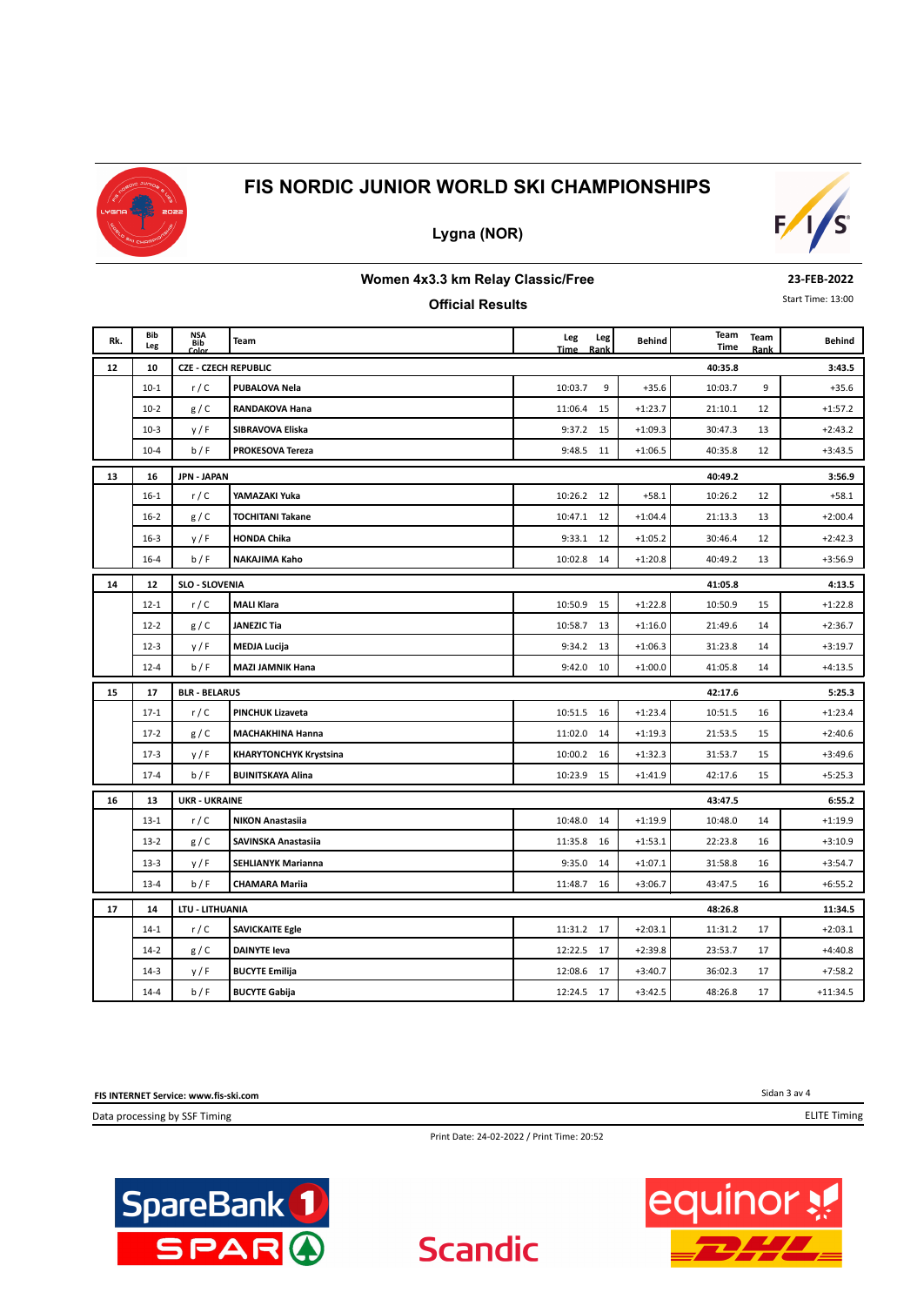# FIS NORDIC JUNIOR WORLD SKI CHAMPIONSHIPS

## Lygna (NOR)

### Women 4x3.3 km Relay Classic/Free

**23-FEB-2022**

### Official Results

Start Time: 13:00

| Rk. | Bib Leg | NSA Bib Color | Team | Leg Time | Leg Rank | Behind | Team Time | Team Rank | Behind |
|---|---|---|---|---|---|---|---|---|---|
| 12 | 10 | CZE - CZECH REPUBLIC | | | | | 40:35.8 | | 3:43.5 |
| | 10-1 | r / C | PUBALOVA Nela | 10:03.7 | 9 | +35.6 | 10:03.7 | 9 | +35.6 |
| | 10-2 | g / C | RANDAKOVA Hana | 11:06.4 | 15 | +1:23.7 | 21:10.1 | 12 | +1:57.2 |
| | 10-3 | y / F | SIBRAVOVA Eliska | 9:37.2 | 15 | +1:09.3 | 30:47.3 | 13 | +2:43.2 |
| | 10-4 | b / F | PROKESOVA Tereza | 9:48.5 | 11 | +1:06.5 | 40:35.8 | 12 | +3:43.5 |
| 13 | 16 | JPN - JAPAN | | | | | 40:49.2 | | 3:56.9 |
| | 16-1 | r / C | YAMAZAKI Yuka | 10:26.2 | 12 | +58.1 | 10:26.2 | 12 | +58.1 |
| | 16-2 | g / C | TOCHITANI Takane | 10:47.1 | 12 | +1:04.4 | 21:13.3 | 13 | +2:00.4 |
| | 16-3 | y / F | HONDA Chika | 9:33.1 | 12 | +1:05.2 | 30:46.4 | 12 | +2:42.3 |
| | 16-4 | b / F | NAKAJIMA Kaho | 10:02.8 | 14 | +1:20.8 | 40:49.2 | 13 | +3:56.9 |
| 14 | 12 | SLO - SLOVENIA | | | | | 41:05.8 | | 4:13.5 |
| | 12-1 | r / C | MALI Klara | 10:50.9 | 15 | +1:22.8 | 10:50.9 | 15 | +1:22.8 |
| | 12-2 | g / C | JANEZIC Tia | 10:58.7 | 13 | +1:16.0 | 21:49.6 | 14 | +2:36.7 |
| | 12-3 | y / F | MEDJA Lucija | 9:34.2 | 13 | +1:06.3 | 31:23.8 | 14 | +3:19.7 |
| | 12-4 | b / F | MAZI JAMNIK Hana | 9:42.0 | 10 | +1:00.0 | 41:05.8 | 14 | +4:13.5 |
| 15 | 17 | BLR - BELARUS | | | | | 42:17.6 | | 5:25.3 |
| | 17-1 | r / C | PINCHUK Lizaveta | 10:51.5 | 16 | +1:23.4 | 10:51.5 | 16 | +1:23.4 |
| | 17-2 | g / C | MACHAKHINA Hanna | 11:02.0 | 14 | +1:19.3 | 21:53.5 | 15 | +2:40.6 |
| | 17-3 | y / F | KHARYTONCHYK Krystsina | 10:00.2 | 16 | +1:32.3 | 31:53.7 | 15 | +3:49.6 |
| | 17-4 | b / F | BUINITSKAYA Alina | 10:23.9 | 15 | +1:41.9 | 42:17.6 | 15 | +5:25.3 |
| 16 | 13 | UKR - UKRAINE | | | | | 43:47.5 | | 6:55.2 |
| | 13-1 | r / C | NIKON Anastasiia | 10:48.0 | 14 | +1:19.9 | 10:48.0 | 14 | +1:19.9 |
| | 13-2 | g / C | SAVINSKA Anastasiia | 11:35.8 | 16 | +1:53.1 | 22:23.8 | 16 | +3:10.9 |
| | 13-3 | y / F | SEHLIANYK Marianna | 9:35.0 | 14 | +1:07.1 | 31:58.8 | 16 | +3:54.7 |
| | 13-4 | b / F | CHAMARA Mariia | 11:48.7 | 16 | +3:06.7 | 43:47.5 | 16 | +6:55.2 |
| 17 | 14 | LTU - LITHUANIA | | | | | 48:26.8 | | 11:34.5 |
| | 14-1 | r / C | SAVICKAITE Egle | 11:31.2 | 17 | +2:03.1 | 11:31.2 | 17 | +2:03.1 |
| | 14-2 | g / C | DAINYTE Ieva | 12:22.5 | 17 | +2:39.8 | 23:53.7 | 17 | +4:40.8 |
| | 14-3 | y / F | BUCYTE Emilija | 12:08.6 | 17 | +3:40.7 | 36:02.3 | 17 | +7:58.2 |
| | 14-4 | b / F | BUCYTE Gabija | 12:24.5 | 17 | +3:42.5 | 48:26.8 | 17 | +11:34.5 |

FIS INTERNET Service: www.fis-ski.com

Data processing by SSF Timing

ELITE Timing

Print Date: 24-02-2022 / Print Time: 20:52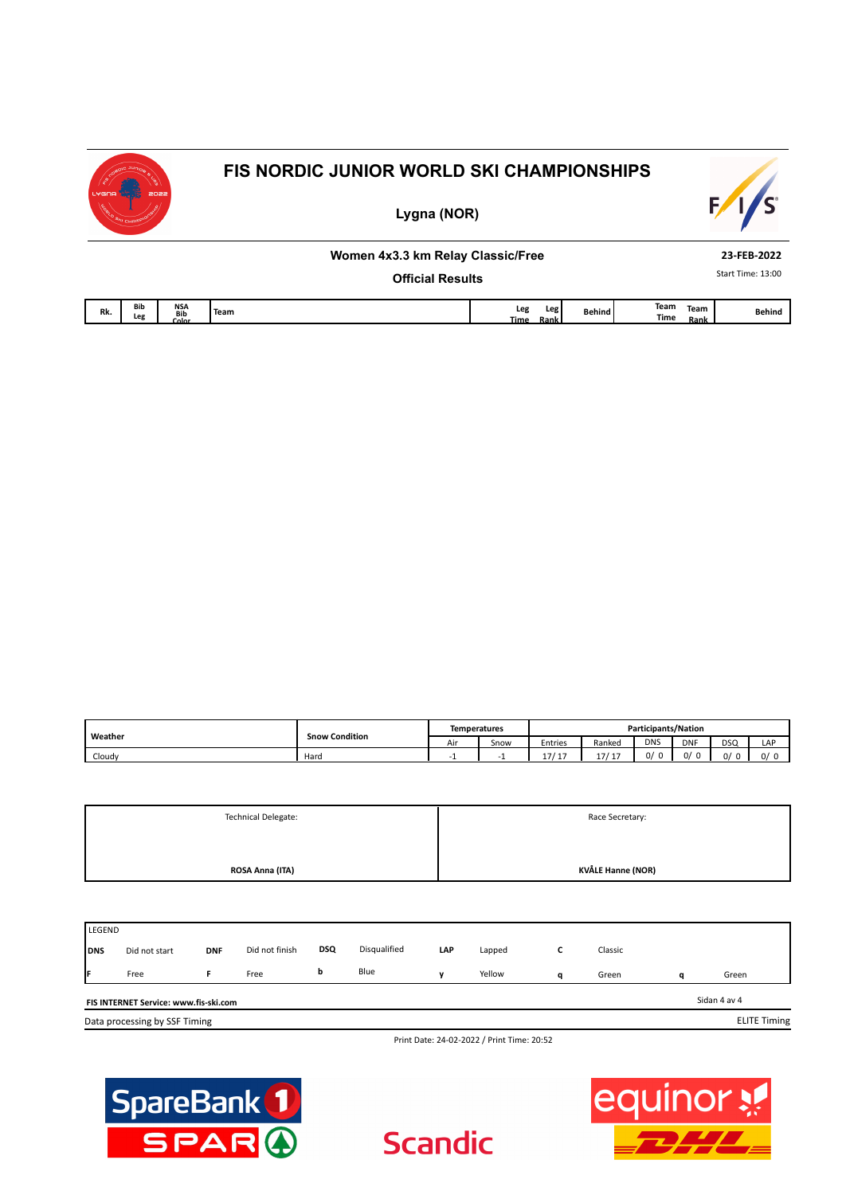# FIS NORDIC JUNIOR WORLD SKI CHAMPIONSHIPS

## Lygna (NOR)

**Women 4x3.3 km Relay Classic/Free**

**23-FEB-2022**

**Official Results**

Start Time: 13:00

| Rk. | Bib Leg | NSA Bib Color | Team | Leg Time | Leg Rank | Behind | Team Time | Team Rank | Behind |
|---|---|---|---|---|---|---|---|---|---|

| Weather | Snow Condition | Temperatures | | Participants/Nation | | | | | |
|---|---|---|---|---|---|---|---|---|---|
| | | Air | Snow | Entries | Ranked | DNS | DNF | DSQ | LAP |
| Cloudy | Hard | -1 | -1 | 17/ 17 | 17/ 17 | 0/ 0 | 0/ 0 | 0/ 0 | 0/ 0 |

| Technical Delegate: | Race Secretary: |
|---|---|
| **ROSA Anna (ITA)** | **KVÅLE Hanne (NOR)** |

| LEGEND | | | | | | | | | | | |
|---|---|---|---|---|---|---|---|---|---|---|---|
| **DNS** | Did not start | **DNF** | Did not finish | **DSQ** | Disqualified | **LAP** | Lapped | **c** | Classic | | |
| **F** | Free | **F** | Free | **b** | Blue | **y** | Yellow | **q** | Green | **q** | Green |

**FIS INTERNET Service: www.fis-ski.com**

Data processing by SSF Timing

ELITE Timing

Print Date: 24-02-2022 / Print Time: 20:52